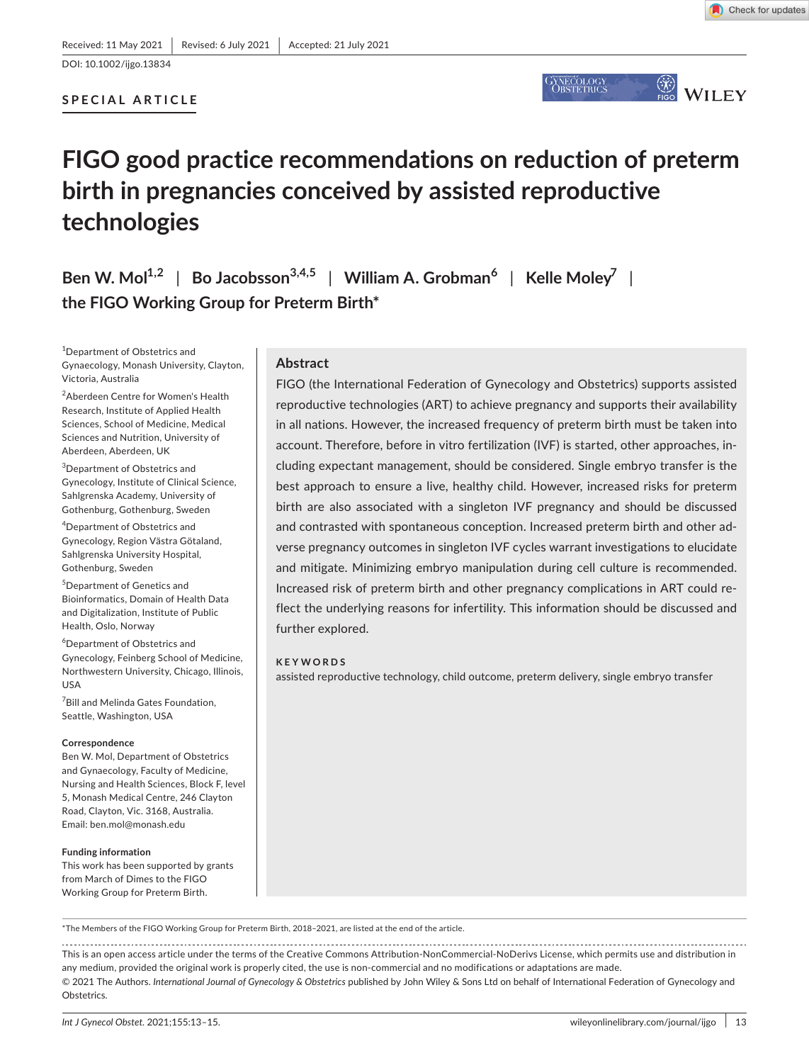Received: 11 May 2021 | Revised: 6 July 2021 | Accepted: 21 July 2021

DOI: 10.1002/ijgo.13834

**SPECIAL ARTICLE**

# FIGO good practice recommendations on reduction of preterm birth in pregnancies conceived by assisted reproductive technologies

**Ben W. Mol[1,2] | Bo Jacobsson[3,4,5] | William A. Grobman[6] | Kelle Moley[7] | the FIGO Working Group for Preterm Birth***

[1]Department of Obstetrics and Gynaecology, Monash University, Clayton, Victoria, Australia

[2]Aberdeen Centre for Women's Health Research, Institute of Applied Health Sciences, School of Medicine, Medical Sciences and Nutrition, University of Aberdeen, Aberdeen, UK

[3]Department of Obstetrics and Gynecology, Institute of Clinical Science, Sahlgrenska Academy, University of Gothenburg, Gothenburg, Sweden

[4]Department of Obstetrics and Gynecology, Region Västra Götaland, Sahlgrenska University Hospital, Gothenburg, Sweden

[5]Department of Genetics and Bioinformatics, Domain of Health Data and Digitalization, Institute of Public Health, Oslo, Norway

[6]Department of Obstetrics and Gynecology, Feinberg School of Medicine, Northwestern University, Chicago, Illinois, USA

[7]Bill and Melinda Gates Foundation, Seattle, Washington, USA

**Correspondence**

Ben W. Mol, Department of Obstetrics and Gynaecology, Faculty of Medicine, Nursing and Health Sciences, Block F, level 5, Monash Medical Centre, 246 Clayton Road, Clayton, Vic. 3168, Australia.
Email: ben.mol@monash.edu

**Funding information**

This work has been supported by grants from March of Dimes to the FIGO Working Group for Preterm Birth.

## Abstract

FIGO (the International Federation of Gynecology and Obstetrics) supports assisted reproductive technologies (ART) to achieve pregnancy and supports their availability in all nations. However, the increased frequency of preterm birth must be taken into account. Therefore, before in vitro fertilization (IVF) is started, other approaches, including expectant management, should be considered. Single embryo transfer is the best approach to ensure a live, healthy child. However, increased risks for preterm birth are also associated with a singleton IVF pregnancy and should be discussed and contrasted with spontaneous conception. Increased preterm birth and other adverse pregnancy outcomes in singleton IVF cycles warrant investigations to elucidate and mitigate. Minimizing embryo manipulation during cell culture is recommended. Increased risk of preterm birth and other pregnancy complications in ART could reflect the underlying reasons for infertility. This information should be discussed and further explored.

**KEYWORDS**

assisted reproductive technology, child outcome, preterm delivery, single embryo transfer

*The Members of the FIGO Working Group for Preterm Birth, 2018–2021, are listed at the end of the article.

This is an open access article under the terms of the Creative Commons Attribution-NonCommercial-NoDerivs License, which permits use and distribution in any medium, provided the original work is properly cited, the use is non-commercial and no modifications or adaptations are made.
© 2021 The Authors. *International Journal of Gynecology & Obstetrics* published by John Wiley & Sons Ltd on behalf of International Federation of Gynecology and Obstetrics.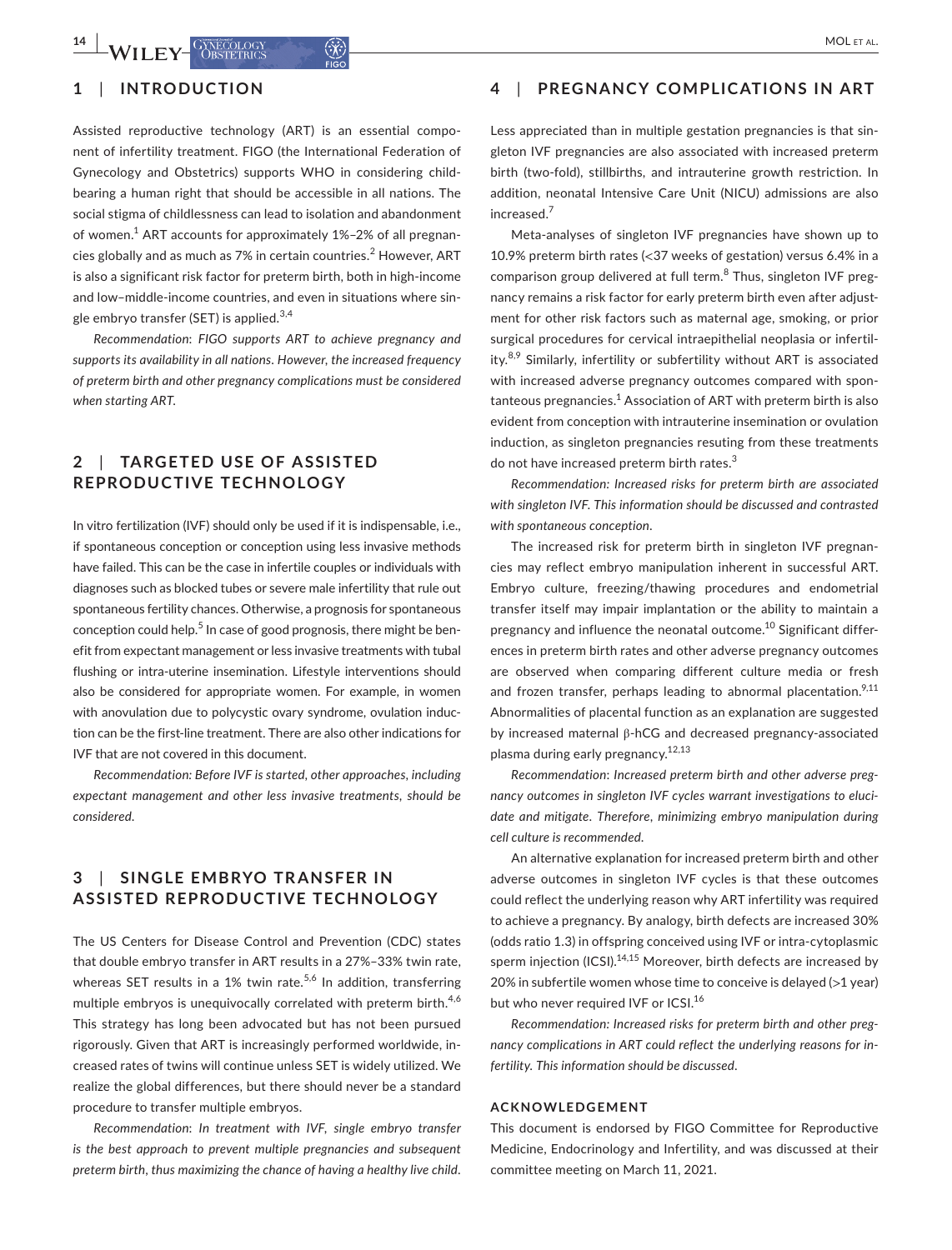## 1 | INTRODUCTION

Assisted reproductive technology (ART) is an essential component of infertility treatment. FIGO (the International Federation of Gynecology and Obstetrics) supports WHO in considering childbearing a human right that should be accessible in all nations. The social stigma of childlessness can lead to isolation and abandonment of women.[1] ART accounts for approximately 1%–2% of all pregnancies globally and as much as 7% in certain countries.[2] However, ART is also a significant risk factor for preterm birth, both in high-income and low–middle-income countries, and even in situations where single embryo transfer (SET) is applied.[3,4]

*Recommendation: FIGO supports ART to achieve pregnancy and supports its availability in all nations. However, the increased frequency of preterm birth and other pregnancy complications must be considered when starting ART.*

## 2 | TARGETED USE OF ASSISTED REPRODUCTIVE TECHNOLOGY

In vitro fertilization (IVF) should only be used if it is indispensable, i.e., if spontaneous conception or conception using less invasive methods have failed. This can be the case in infertile couples or individuals with diagnoses such as blocked tubes or severe male infertility that rule out spontaneous fertility chances. Otherwise, a prognosis for spontaneous conception could help.[5] In case of good prognosis, there might be benefit from expectant management or less invasive treatments with tubal flushing or intra-uterine insemination. Lifestyle interventions should also be considered for appropriate women. For example, in women with anovulation due to polycystic ovary syndrome, ovulation induction can be the first-line treatment. There are also other indications for IVF that are not covered in this document.

*Recommendation: Before IVF is started, other approaches, including expectant management and other less invasive treatments, should be considered.*

## 3 | SINGLE EMBRYO TRANSFER IN ASSISTED REPRODUCTIVE TECHNOLOGY

The US Centers for Disease Control and Prevention (CDC) states that double embryo transfer in ART results in a 27%–33% twin rate, whereas SET results in a 1% twin rate.[5,6] In addition, transferring multiple embryos is unequivocally correlated with preterm birth.[4,6] This strategy has long been advocated but has not been pursued rigorously. Given that ART is increasingly performed worldwide, increased rates of twins will continue unless SET is widely utilized. We realize the global differences, but there should never be a standard procedure to transfer multiple embryos.

*Recommendation: In treatment with IVF, single embryo transfer is the best approach to prevent multiple pregnancies and subsequent preterm birth, thus maximizing the chance of having a healthy live child.*

## 4 | PREGNANCY COMPLICATIONS IN ART

Less appreciated than in multiple gestation pregnancies is that singleton IVF pregnancies are also associated with increased preterm birth (two-fold), stillbirths, and intrauterine growth restriction. In addition, neonatal Intensive Care Unit (NICU) admissions are also increased.[7]

Meta-analyses of singleton IVF pregnancies have shown up to 10.9% preterm birth rates (<37 weeks of gestation) versus 6.4% in a comparison group delivered at full term.[8] Thus, singleton IVF pregnancy remains a risk factor for early preterm birth even after adjustment for other risk factors such as maternal age, smoking, or prior surgical procedures for cervical intraepithelial neoplasia or infertility.[8,9] Similarly, infertility or subfertility without ART is associated with increased adverse pregnancy outcomes compared with spontanteous pregnancies.[1] Association of ART with preterm birth is also evident from conception with intrauterine insemination or ovulation induction, as singleton pregnancies resuting from these treatments do not have increased preterm birth rates.[3]

*Recommendation: Increased risks for preterm birth are associated with singleton IVF. This information should be discussed and contrasted with spontaneous conception.*

The increased risk for preterm birth in singleton IVF pregnancies may reflect embryo manipulation inherent in successful ART. Embryo culture, freezing/thawing procedures and endometrial transfer itself may impair implantation or the ability to maintain a pregnancy and influence the neonatal outcome.[10] Significant differences in preterm birth rates and other adverse pregnancy outcomes are observed when comparing different culture media or fresh and frozen transfer, perhaps leading to abnormal placentation.[9,11] Abnormalities of placental function as an explanation are suggested by increased maternal β-hCG and decreased pregnancy-associated plasma during early pregnancy.[12,13]

*Recommendation: Increased preterm birth and other adverse pregnancy outcomes in singleton IVF cycles warrant investigations to elucidate and mitigate. Therefore, minimizing embryo manipulation during cell culture is recommended.*

An alternative explanation for increased preterm birth and other adverse outcomes in singleton IVF cycles is that these outcomes could reflect the underlying reason why ART infertility was required to achieve a pregnancy. By analogy, birth defects are increased 30% (odds ratio 1.3) in offspring conceived using IVF or intra-cytoplasmic sperm injection (ICSI).[14,15] Moreover, birth defects are increased by 20% in subfertile women whose time to conceive is delayed (>1 year) but who never required IVF or ICSI.[16]

*Recommendation: Increased risks for preterm birth and other pregnancy complications in ART could reflect the underlying reasons for infertility. This information should be discussed.*

### ACKNOWLEDGEMENT

This document is endorsed by FIGO Committee for Reproductive Medicine, Endocrinology and Infertility, and was discussed at their committee meeting on March 11, 2021.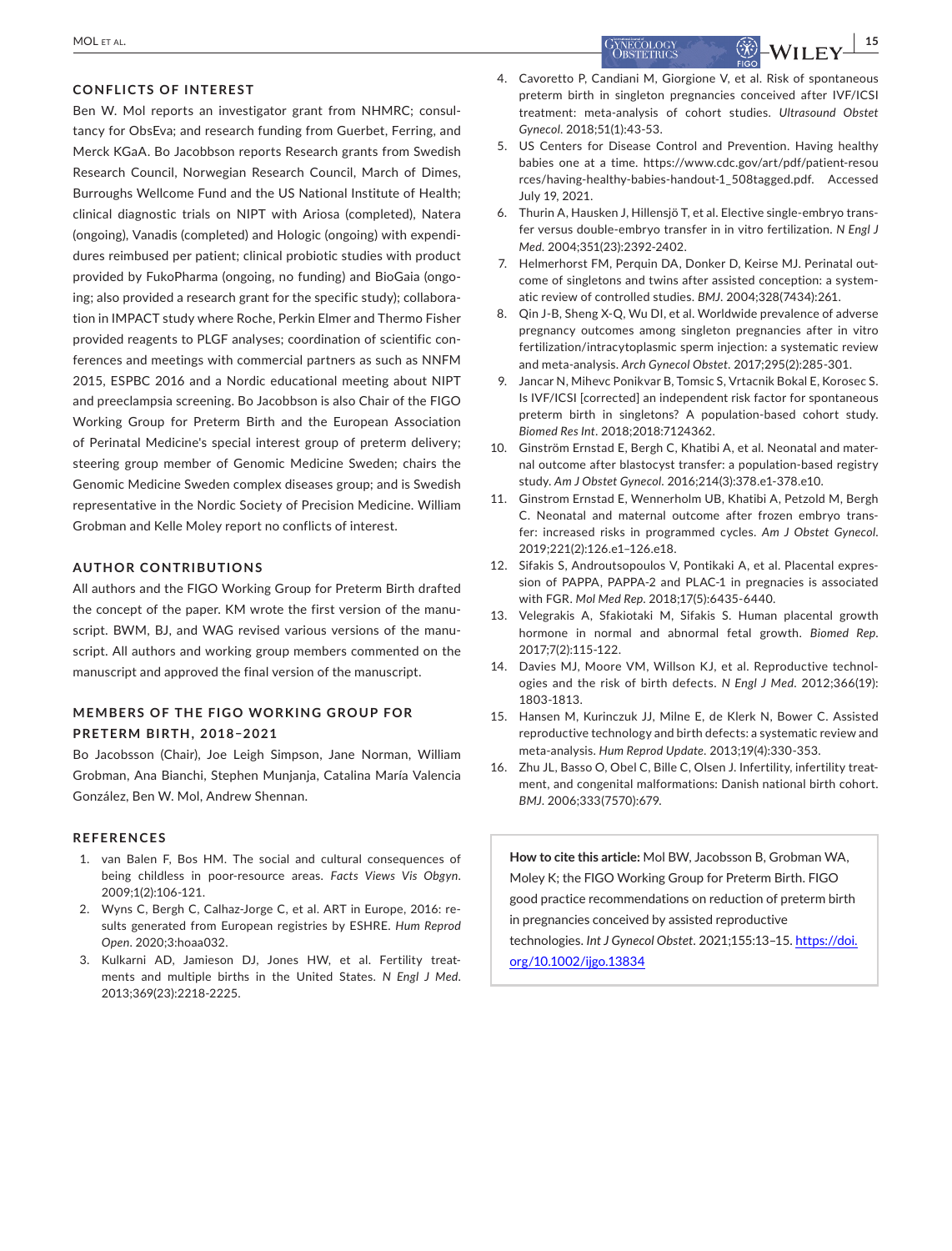## CONFLICTS OF INTEREST

Ben W. Mol reports an investigator grant from NHMRC; consultancy for ObsEva; and research funding from Guerbet, Ferring, and Merck KGaA. Bo Jacobbson reports Research grants from Swedish Research Council, Norwegian Research Council, March of Dimes, Burroughs Wellcome Fund and the US National Institute of Health; clinical diagnostic trials on NIPT with Ariosa (completed), Natera (ongoing), Vanadis (completed) and Hologic (ongoing) with expendidures reimbused per patient; clinical probiotic studies with product provided by FukoPharma (ongoing, no funding) and BioGaia (ongoing; also provided a research grant for the specific study); collaboration in IMPACT study where Roche, Perkin Elmer and Thermo Fisher provided reagents to PLGF analyses; coordination of scientific conferences and meetings with commercial partners as such as NNFM 2015, ESPBC 2016 and a Nordic educational meeting about NIPT and preeclampsia screening. Bo Jacobbson is also Chair of the FIGO Working Group for Preterm Birth and the European Association of Perinatal Medicine's special interest group of preterm delivery; steering group member of Genomic Medicine Sweden; chairs the Genomic Medicine Sweden complex diseases group; and is Swedish representative in the Nordic Society of Precision Medicine. William Grobman and Kelle Moley report no conflicts of interest.

## AUTHOR CONTRIBUTIONS

All authors and the FIGO Working Group for Preterm Birth drafted the concept of the paper. KM wrote the first version of the manuscript. BWM, BJ, and WAG revised various versions of the manuscript. All authors and working group members commented on the manuscript and approved the final version of the manuscript.

## MEMBERS OF THE FIGO WORKING GROUP FOR PRETERM BIRTH, 2018–2021

Bo Jacobsson (Chair), Joe Leigh Simpson, Jane Norman, William Grobman, Ana Bianchi, Stephen Munjanja, Catalina María Valencia González, Ben W. Mol, Andrew Shennan.

## REFERENCES

1. van Balen F, Bos HM. The social and cultural consequences of being childless in poor-resource areas. *Facts Views Vis Obgyn*. 2009;1(2):106-121.
2. Wyns C, Bergh C, Calhaz-Jorge C, et al. ART in Europe, 2016: results generated from European registries by ESHRE. *Hum Reprod Open*. 2020;3:hoaa032.
3. Kulkarni AD, Jamieson DJ, Jones HW, et al. Fertility treatments and multiple births in the United States. *N Engl J Med*. 2013;369(23):2218-2225.
4. Cavoretto P, Candiani M, Giorgione V, et al. Risk of spontaneous preterm birth in singleton pregnancies conceived after IVF/ICSI treatment: meta-analysis of cohort studies. *Ultrasound Obstet Gynecol*. 2018;51(1):43-53.
5. US Centers for Disease Control and Prevention. Having healthy babies one at a time. https://www.cdc.gov/art/pdf/patient-resources/having-healthy-babies-handout-1_508tagged.pdf. Accessed July 19, 2021.
6. Thurin A, Hausken J, Hillensjö T, et al. Elective single-embryo transfer versus double-embryo transfer in in vitro fertilization. *N Engl J Med*. 2004;351(23):2392-2402.
7. Helmerhorst FM, Perquin DA, Donker D, Keirse MJ. Perinatal outcome of singletons and twins after assisted conception: a systematic review of controlled studies. *BMJ*. 2004;328(7434):261.
8. Qin J-B, Sheng X-Q, Wu DI, et al. Worldwide prevalence of adverse pregnancy outcomes among singleton pregnancies after in vitro fertilization/intracytoplasmic sperm injection: a systematic review and meta-analysis. *Arch Gynecol Obstet*. 2017;295(2):285-301.
9. Jancar N, Mihevc Ponikvar B, Tomsic S, Vrtacnik Bokal E, Korosec S. Is IVF/ICSI [corrected] an independent risk factor for spontaneous preterm birth in singletons? A population-based cohort study. *Biomed Res Int*. 2018;2018:7124362.
10. Ginström Ernstad E, Bergh C, Khatibi A, et al. Neonatal and maternal outcome after blastocyst transfer: a population-based registry study. *Am J Obstet Gynecol*. 2016;214(3):378.e1-378.e10.
11. Ginstrom Ernstad E, Wennerholm UB, Khatibi A, Petzold M, Bergh C. Neonatal and maternal outcome after frozen embryo transfer: increased risks in programmed cycles. *Am J Obstet Gynecol*. 2019;221(2):126.e1–126.e18.
12. Sifakis S, Androutsopoulos V, Pontikaki A, et al. Placental expression of PAPPA, PAPPA-2 and PLAC-1 in pregnacies is associated with FGR. *Mol Med Rep*. 2018;17(5):6435-6440.
13. Velegrakis A, Sfakiotaki M, Sifakis S. Human placental growth hormone in normal and abnormal fetal growth. *Biomed Rep*. 2017;7(2):115-122.
14. Davies MJ, Moore VM, Willson KJ, et al. Reproductive technologies and the risk of birth defects. *N Engl J Med*. 2012;366(19):1803-1813.
15. Hansen M, Kurinczuk JJ, Milne E, de Klerk N, Bower C. Assisted reproductive technology and birth defects: a systematic review and meta-analysis. *Hum Reprod Update*. 2013;19(4):330-353.
16. Zhu JL, Basso O, Obel C, Bille C, Olsen J. Infertility, infertility treatment, and congenital malformations: Danish national birth cohort. *BMJ*. 2006;333(7570):679.

**How to cite this article:** Mol BW, Jacobsson B, Grobman WA, Moley K; the FIGO Working Group for Preterm Birth. FIGO good practice recommendations on reduction of preterm birth in pregnancies conceived by assisted reproductive technologies. *Int J Gynecol Obstet*. 2021;155:13–15. https://doi.org/10.1002/ijgo.13834